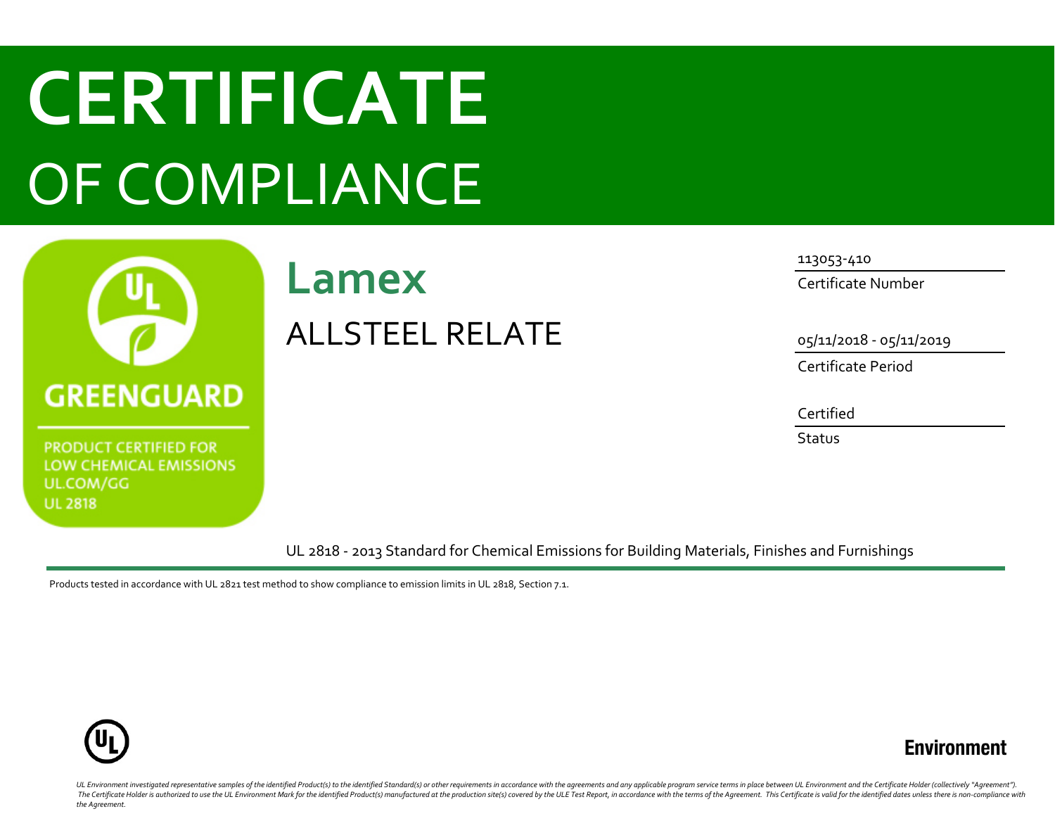# CERTIFICATE

OF COMPLIANCE

GREENGUARD

PRODUCT CERTIFIED FOR LOW CHEMICAL EMISSIONS
UL.COM/GG
UL 2818

## Lamex

ALLSTEEL RELATE

113053-410
Certificate Number

05/11/2018 - 05/11/2019
Certificate Period

Certified
Status

UL 2818 - 2013 Standard for Chemical Emissions for Building Materials, Finishes and Furnishings

Products tested in accordance with UL 2821 test method to show compliance to emission limits in UL 2818, Section 7.1.

Environment

*UL Environment investigated representative samples of the identified Product(s) to the identified Standard(s) or other requirements in accordance with the agreements and any applicable program service terms in place between UL Environment and the Certificate Holder (collectively "Agreement"). The Certificate Holder is authorized to use the UL Environment Mark for the identified Product(s) manufactured at the production site(s) covered by the ULE Test Report, in accordance with the terms of the Agreement. This Certificate is valid for the identified dates unless there is non-compliance with the Agreement.*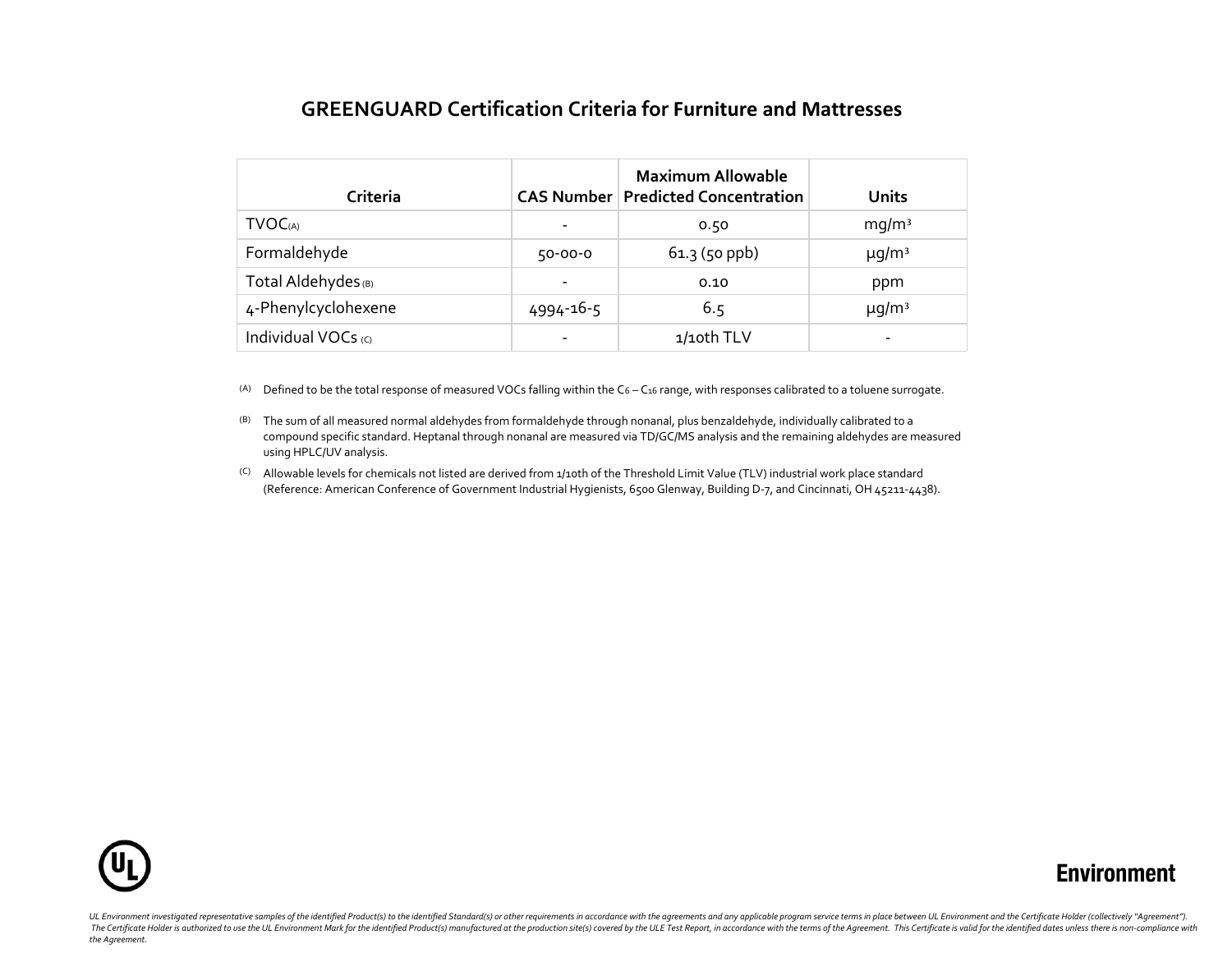## GREENGUARD Certification Criteria for Furniture and Mattresses

| Criteria | CAS Number | Maximum Allowable Predicted Concentration | Units |
|---|---|---|---|
| TVOC(A) | - | 0.50 | mg/m³ |
| Formaldehyde | 50-00-0 | 61.3 (50 ppb) | µg/m³ |
| Total Aldehydes (B) | - | 0.10 | ppm |
| 4-Phenylcyclohexene | 4994-16-5 | 6.5 | µg/m³ |
| Individual VOCs (C) | - | 1/10th TLV | - |

(A) Defined to be the total response of measured VOCs falling within the $C_6$ – $C_{16}$ range, with responses calibrated to a toluene surrogate.

(B) The sum of all measured normal aldehydes from formaldehyde through nonanal, plus benzaldehyde, individually calibrated to a compound specific standard. Heptanal through nonanal are measured via TD/GC/MS analysis and the remaining aldehydes are measured using HPLC/UV analysis.

(C) Allowable levels for chemicals not listed are derived from 1/10th of the Threshold Limit Value (TLV) industrial work place standard (Reference: American Conference of Government Industrial Hygienists, 6500 Glenway, Building D-7, and Cincinnati, OH 45211-4438).

Environment

*UL Environment investigated representative samples of the identified Product(s) to the identified Standard(s) or other requirements in accordance with the agreements and any applicable program service terms in place between UL Environment and the Certificate Holder (collectively "Agreement"). The Certificate Holder is authorized to use the UL Environment Mark for the identified Product(s) manufactured at the production site(s) covered by the ULE Test Report, in accordance with the terms of the Agreement. This Certificate is valid for the identified dates unless there is non-compliance with the Agreement.*